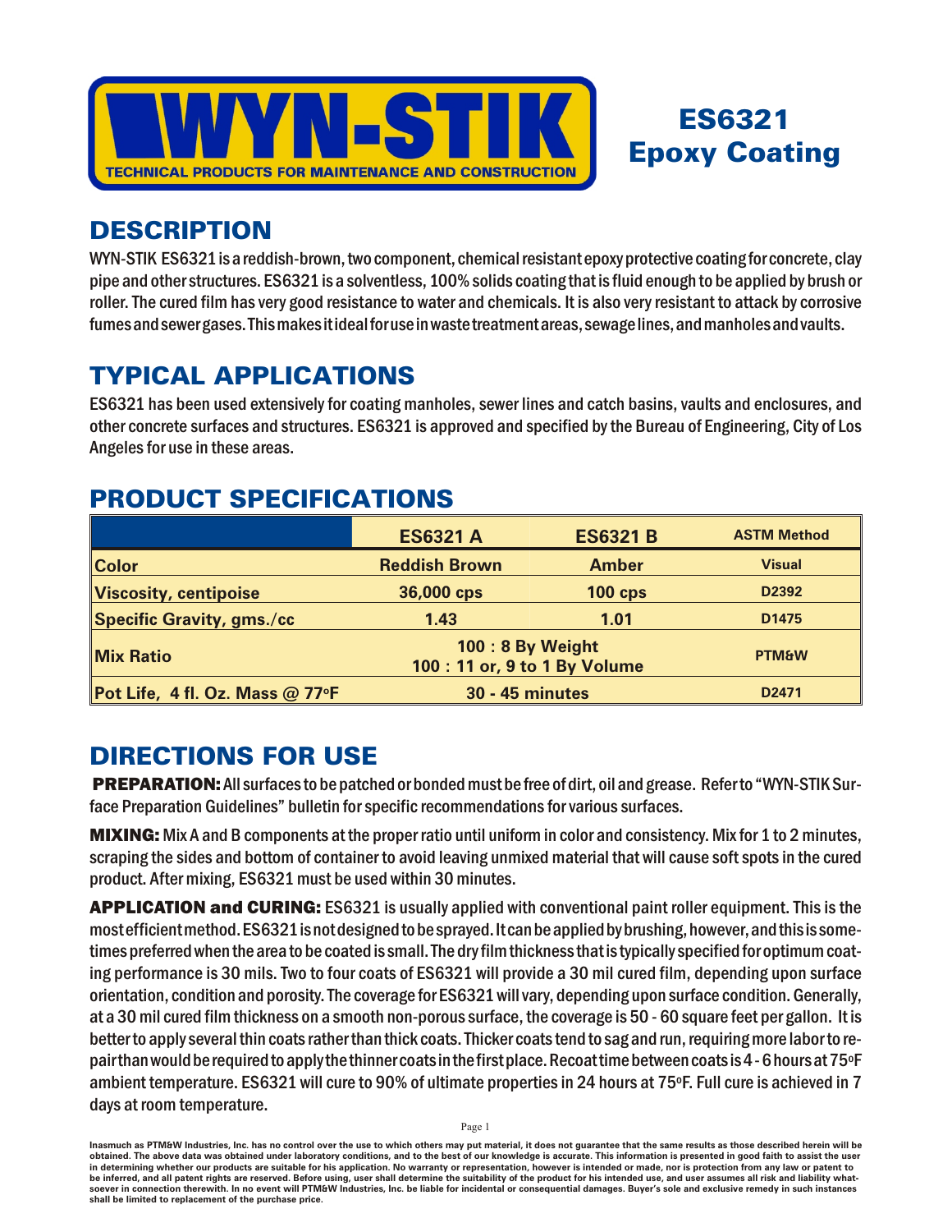# WYN-STIK

TECHNICAL PRODUCTS FOR MAINTENANCE AND CONSTRUCTION

# ES6321 Epoxy Coating

## DESCRIPTION

WYN-STIK ES6321 is a reddish-brown, two component, chemical resistant epoxy protective coating for concrete, clay pipe and other structures. ES6321 is a solventless, 100% solids coating that is fluid enough to be applied by brush or roller. The cured film has very good resistance to water and chemicals. It is also very resistant to attack by corrosive fumes and sewer gases. This makes it ideal for use in waste treatment areas, sewage lines, and manholes and vaults.

## TYPICAL APPLICATIONS

ES6321 has been used extensively for coating manholes, sewer lines and catch basins, vaults and enclosures, and other concrete surfaces and structures. ES6321 is approved and specified by the Bureau of Engineering, City of Los Angeles for use in these areas.

## PRODUCT SPECIFICATIONS

| | ES6321 A | ES6321 B | ASTM Method |
|---|---|---|---|
| **Color** | Reddish Brown | Amber | Visual |
| **Viscosity, centipoise** | 36,000 cps | 100 cps | D2392 |
| **Specific Gravity, gms./cc** | 1.43 | 1.01 | D1475 |
| **Mix Ratio** | 100 : 8 By Weight<br>100 : 11 or, 9 to 1 By Volume | | PTM&W |
| **Pot Life, 4 fl. Oz. Mass @ 77°F** | 30 - 45 minutes | | D2471 |

## DIRECTIONS FOR USE

**PREPARATION:** All surfaces to be patched or bonded must be free of dirt, oil and grease. Refer to "WYN-STIK Surface Preparation Guidelines" bulletin for specific recommendations for various surfaces.

**MIXING:** Mix A and B components at the proper ratio until uniform in color and consistency. Mix for 1 to 2 minutes, scraping the sides and bottom of container to avoid leaving unmixed material that will cause soft spots in the cured product. After mixing, ES6321 must be used within 30 minutes.

**APPLICATION and CURING:** ES6321 is usually applied with conventional paint roller equipment. This is the most efficient method. ES6321 is not designed to be sprayed. It can be applied by brushing, however, and this is sometimes preferred when the area to be coated is small. The dry film thickness that is typically specified for optimum coating performance is 30 mils. Two to four coats of ES6321 will provide a 30 mil cured film, depending upon surface orientation, condition and porosity. The coverage for ES6321 will vary, depending upon surface condition. Generally, at a 30 mil cured film thickness on a smooth non-porous surface, the coverage is 50 - 60 square feet per gallon. It is better to apply several thin coats rather than thick coats. Thicker coats tend to sag and run, requiring more labor to repair than would be required to apply the thinner coats in the first place. Recoat time between coats is 4 - 6 hours at 75°F ambient temperature. ES6321 will cure to 90% of ultimate properties in 24 hours at 75°F. Full cure is achieved in 7 days at room temperature.

Inasmuch as PTM&W Industries, Inc. has no control over the use to which others may put material, it does not guarantee that the same results as those described herein will be obtained. The above data was obtained under laboratory conditions, and to the best of our knowledge is accurate. This information is presented in good faith to assist the user in determining whether our products are suitable for his application. No warranty or representation, however is intended or made, nor is protection from any law or patent to be inferred, and all patent rights are reserved. Before using, user shall determine the suitability of the product for his intended use, and user assumes all risk and liability whatsoever in connection therewith. In no event will PTM&W Industries, Inc. be liable for incidental or consequential damages. Buyer's sole and exclusive remedy in such instances shall be limited to replacement of the purchase price.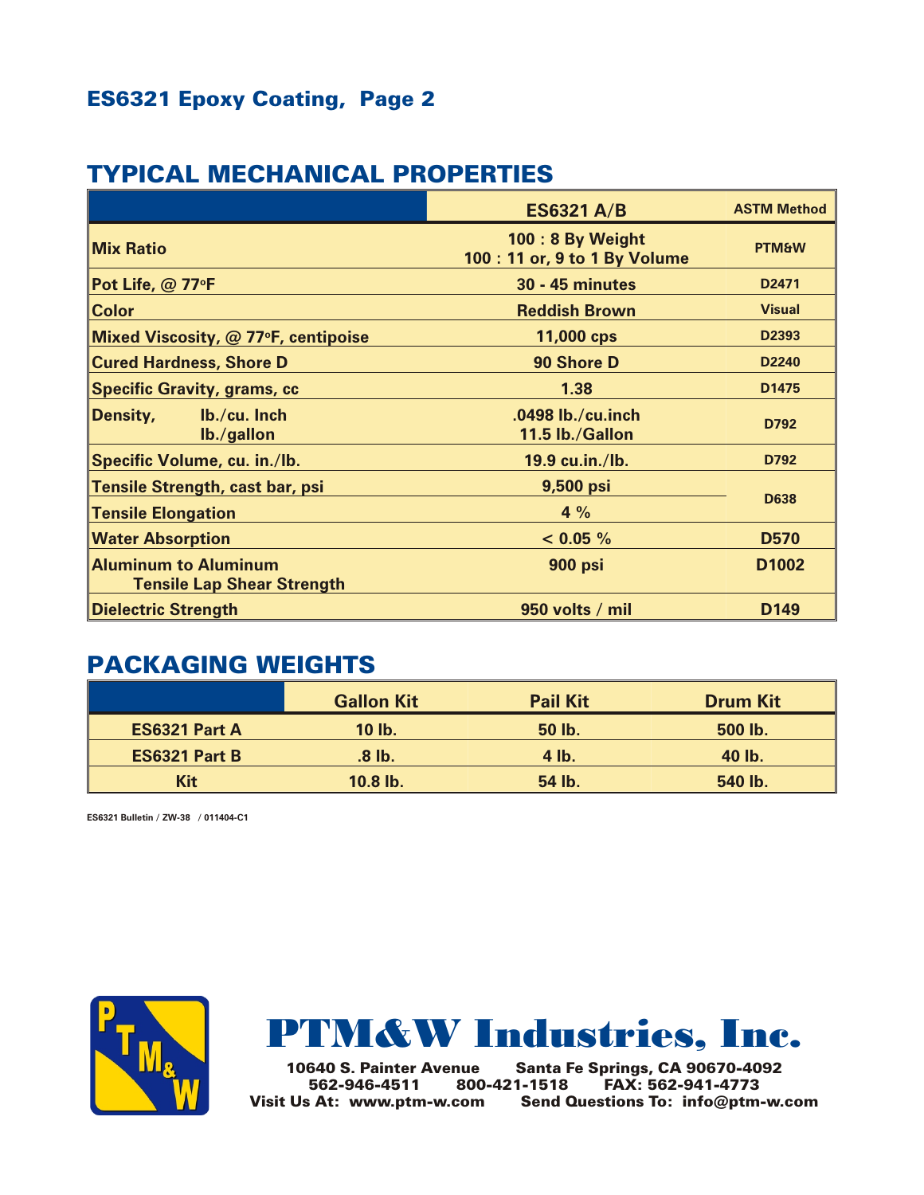## ES6321 Epoxy Coating, Page 2

## TYPICAL MECHANICAL PROPERTIES

| | ES6321 A/B | ASTM Method |
|---|---|---|
| Mix Ratio | 100 : 8 By Weight<br>100 : 11 or, 9 to 1 By Volume | PTM&W |
| Pot Life, @ 77°F | 30 - 45 minutes | D2471 |
| Color | Reddish Brown | Visual |
| Mixed Viscosity, @ 77°F, centipoise | 11,000 cps | D2393 |
| Cured Hardness, Shore D | 90 Shore D | D2240 |
| Specific Gravity, grams, cc | 1.38 | D1475 |
| Density, lb./cu. Inch<br>lb./gallon | .0498 lb./cu.inch<br>11.5 lb./Gallon | D792 |
| Specific Volume, cu. in./lb. | 19.9 cu.in./lb. | D792 |
| Tensile Strength, cast bar, psi | 9,500 psi | D638 |
| Tensile Elongation | 4 % | |
| Water Absorption | < 0.05 % | D570 |
| Aluminum to Aluminum Tensile Lap Shear Strength | 900 psi | D1002 |
| Dielectric Strength | 950 volts / mil | D149 |

## PACKAGING WEIGHTS

| | Gallon Kit | Pail Kit | Drum Kit |
|---|---|---|---|
| ES6321 Part A | 10 lb. | 50 lb. | 500 lb. |
| ES6321 Part B | .8 lb. | 4 lb. | 40 lb. |
| Kit | 10.8 lb. | 54 lb. | 540 lb. |

ES6321 Bulletin / ZW-38 / 011404-C1

**PTM&W Industries, Inc.**

10640 S. Painter Avenue Santa Fe Springs, CA 90670-4092
562-946-4511 800-421-1518 FAX: 562-941-4773
Visit Us At: www.ptm-w.com Send Questions To: info@ptm-w.com